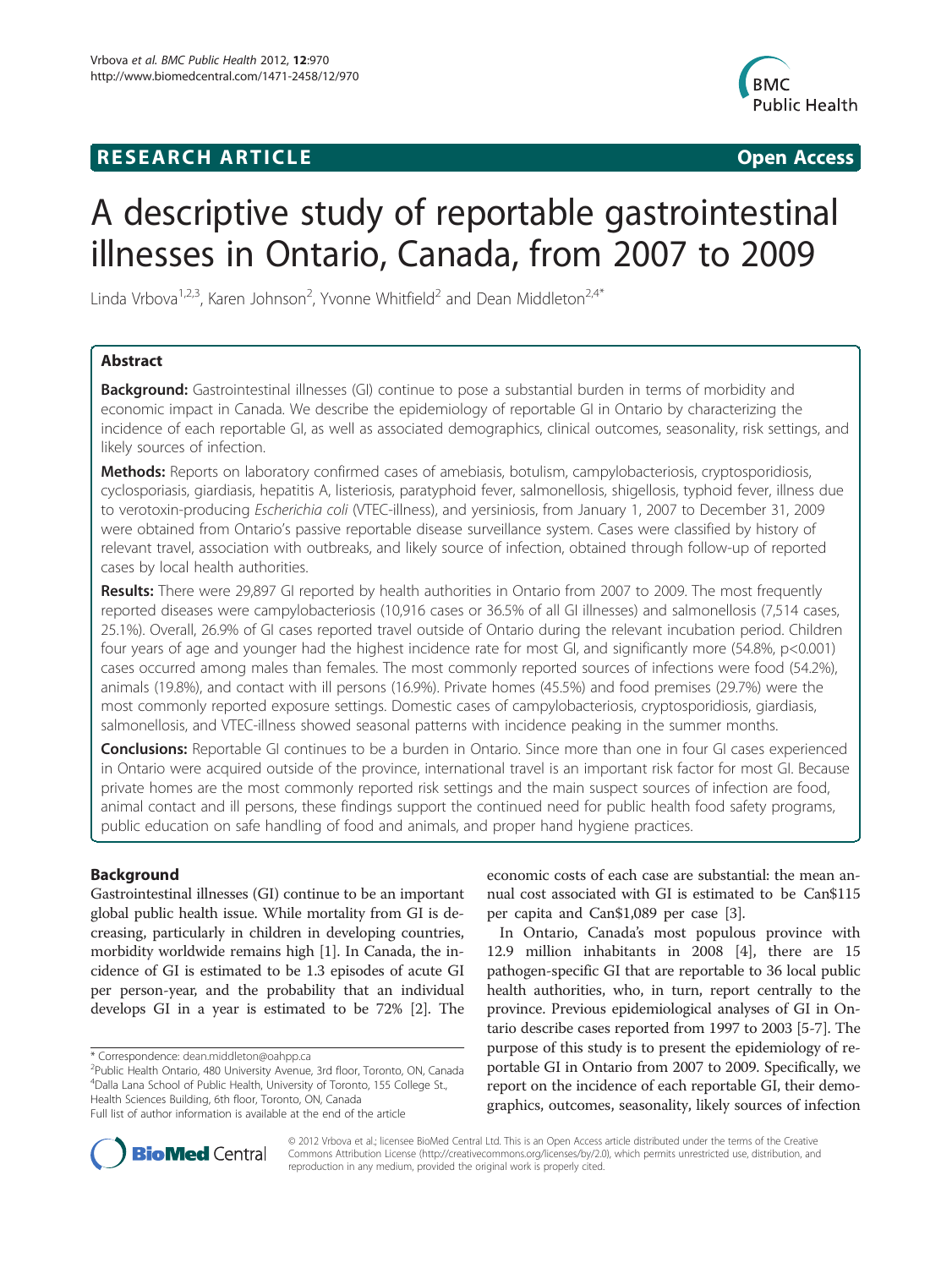RESEARCH ARTICLE Open Access

# A descriptive study of reportable gastrointestinal illnesses in Ontario, Canada, from 2007 to 2009

Linda Vrbova[1,2,3], Karen Johnson[2], Yvonne Whitfield[2] and Dean Middleton[2,4*]

## Abstract

**Background:** Gastrointestinal illnesses (GI) continue to pose a substantial burden in terms of morbidity and economic impact in Canada. We describe the epidemiology of reportable GI in Ontario by characterizing the incidence of each reportable GI, as well as associated demographics, clinical outcomes, seasonality, risk settings, and likely sources of infection.

**Methods:** Reports on laboratory confirmed cases of amebiasis, botulism, campylobacteriosis, cryptosporidiosis, cyclosporiasis, giardiasis, hepatitis A, listeriosis, paratyphoid fever, salmonellosis, shigellosis, typhoid fever, illness due to verotoxin-producing *Escherichia coli* (VTEC-illness), and yersiniosis, from January 1, 2007 to December 31, 2009 were obtained from Ontario's passive reportable disease surveillance system. Cases were classified by history of relevant travel, association with outbreaks, and likely source of infection, obtained through follow-up of reported cases by local health authorities.

**Results:** There were 29,897 GI reported by health authorities in Ontario from 2007 to 2009. The most frequently reported diseases were campylobacteriosis (10,916 cases or 36.5% of all GI illnesses) and salmonellosis (7,514 cases, 25.1%). Overall, 26.9% of GI cases reported travel outside of Ontario during the relevant incubation period. Children four years of age and younger had the highest incidence rate for most GI, and significantly more (54.8%, $p<0.001$) cases occurred among males than females. The most commonly reported sources of infections were food (54.2%), animals (19.8%), and contact with ill persons (16.9%). Private homes (45.5%) and food premises (29.7%) were the most commonly reported exposure settings. Domestic cases of campylobacteriosis, cryptosporidiosis, giardiasis, salmonellosis, and VTEC-illness showed seasonal patterns with incidence peaking in the summer months.

**Conclusions:** Reportable GI continues to be a burden in Ontario. Since more than one in four GI cases experienced in Ontario were acquired outside of the province, international travel is an important risk factor for most GI. Because private homes are the most commonly reported risk settings and the main suspect sources of infection are food, animal contact and ill persons, these findings support the continued need for public health food safety programs, public education on safe handling of food and animals, and proper hand hygiene practices.

## Background

Gastrointestinal illnesses (GI) continue to be an important global public health issue. While mortality from GI is decreasing, particularly in children in developing countries, morbidity worldwide remains high [1]. In Canada, the incidence of GI is estimated to be 1.3 episodes of acute GI per person-year, and the probability that an individual develops GI in a year is estimated to be 72% [2]. The economic costs of each case are substantial: the mean annual cost associated with GI is estimated to be Can$115 per capita and Can$1,089 per case [3].

In Ontario, Canada's most populous province with 12.9 million inhabitants in 2008 [4], there are 15 pathogen-specific GI that are reportable to 36 local public health authorities, who, in turn, report centrally to the province. Previous epidemiological analyses of GI in Ontario describe cases reported from 1997 to 2003 [5-7]. The purpose of this study is to present the epidemiology of reportable GI in Ontario from 2007 to 2009. Specifically, we report on the incidence of each reportable GI, their demographics, outcomes, seasonality, likely sources of infection

\* Correspondence: dean.middleton@oahpp.ca
[2]Public Health Ontario, 480 University Avenue, 3rd floor, Toronto, ON, Canada
[4]Dalla Lana School of Public Health, University of Toronto, 155 College St., Health Sciences Building, 6th floor, Toronto, ON, Canada
Full list of author information is available at the end of the article

© 2012 Vrbova et al.; licensee BioMed Central Ltd. This is an Open Access article distributed under the terms of the Creative Commons Attribution License (http://creativecommons.org/licenses/by/2.0), which permits unrestricted use, distribution, and reproduction in any medium, provided the original work is properly cited.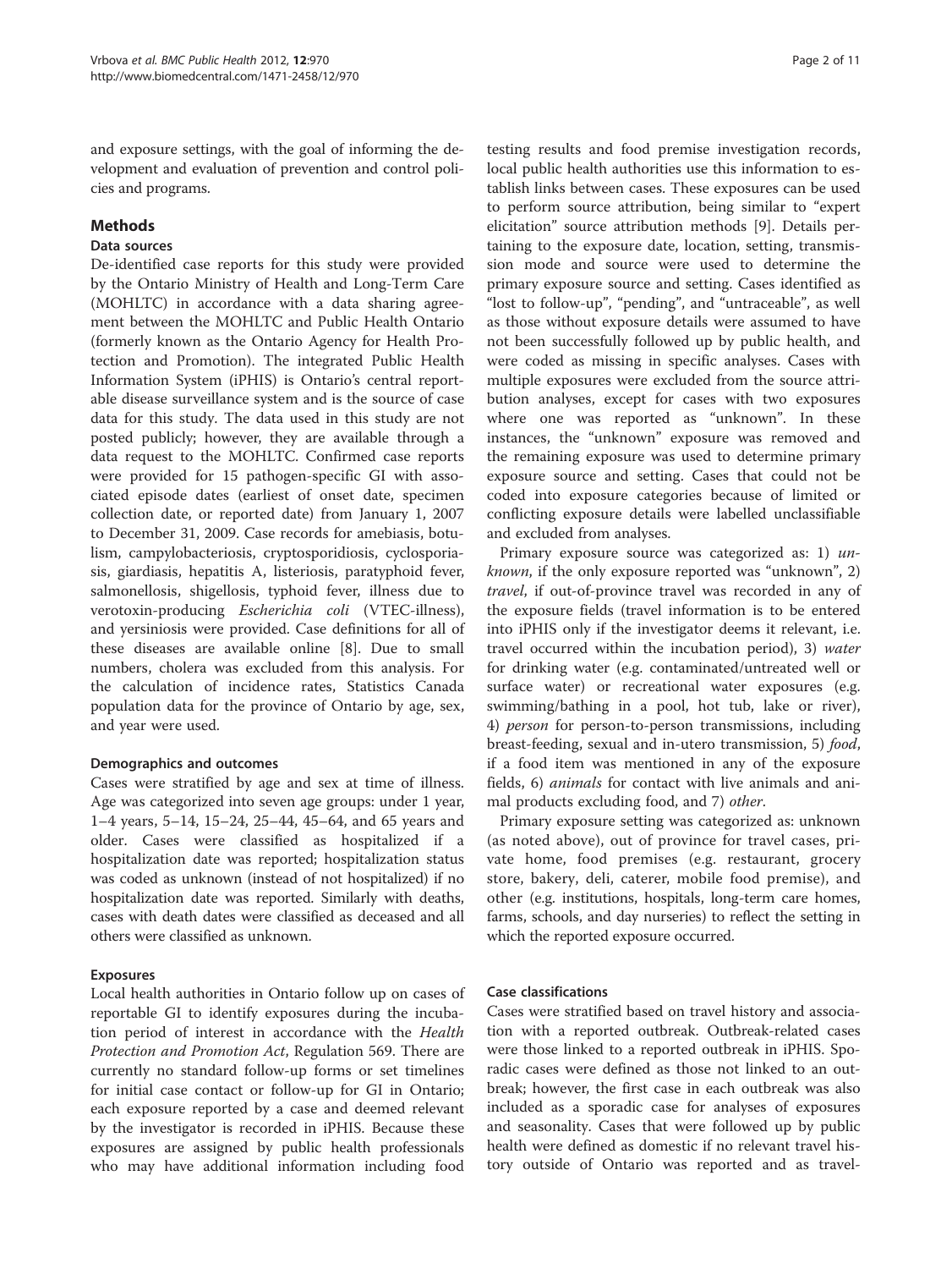and exposure settings, with the goal of informing the development and evaluation of prevention and control policies and programs.

## Methods

### Data sources

De-identified case reports for this study were provided by the Ontario Ministry of Health and Long-Term Care (MOHLTC) in accordance with a data sharing agreement between the MOHLTC and Public Health Ontario (formerly known as the Ontario Agency for Health Protection and Promotion). The integrated Public Health Information System (iPHIS) is Ontario's central reportable disease surveillance system and is the source of case data for this study. The data used in this study are not posted publicly; however, they are available through a data request to the MOHLTC. Confirmed case reports were provided for 15 pathogen-specific GI with associated episode dates (earliest of onset date, specimen collection date, or reported date) from January 1, 2007 to December 31, 2009. Case records for amebiasis, botulism, campylobacteriosis, cryptosporidiosis, cyclosporiasis, giardiasis, hepatitis A, listeriosis, paratyphoid fever, salmonellosis, shigellosis, typhoid fever, illness due to verotoxin-producing *Escherichia coli* (VTEC-illness), and yersiniosis were provided. Case definitions for all of these diseases are available online [8]. Due to small numbers, cholera was excluded from this analysis. For the calculation of incidence rates, Statistics Canada population data for the province of Ontario by age, sex, and year were used.

#### Demographics and outcomes

Cases were stratified by age and sex at time of illness. Age was categorized into seven age groups: under 1 year, 1–4 years, 5–14, 15–24, 25–44, 45–64, and 65 years and older. Cases were classified as hospitalized if a hospitalization date was reported; hospitalization status was coded as unknown (instead of not hospitalized) if no hospitalization date was reported. Similarly with deaths, cases with death dates were classified as deceased and all others were classified as unknown.

#### Exposures

Local health authorities in Ontario follow up on cases of reportable GI to identify exposures during the incubation period of interest in accordance with the *Health Protection and Promotion Act*, Regulation 569. There are currently no standard follow-up forms or set timelines for initial case contact or follow-up for GI in Ontario; each exposure reported by a case and deemed relevant by the investigator is recorded in iPHIS. Because these exposures are assigned by public health professionals who may have additional information including food testing results and food premise investigation records, local public health authorities use this information to establish links between cases. These exposures can be used to perform source attribution, being similar to "expert elicitation" source attribution methods [9]. Details pertaining to the exposure date, location, setting, transmission mode and source were used to determine the primary exposure source and setting. Cases identified as "lost to follow-up", "pending", and "untraceable", as well as those without exposure details were assumed to have not been successfully followed up by public health, and were coded as missing in specific analyses. Cases with multiple exposures were excluded from the source attribution analyses, except for cases with two exposures where one was reported as "unknown". In these instances, the "unknown" exposure was removed and the remaining exposure was used to determine primary exposure source and setting. Cases that could not be coded into exposure categories because of limited or conflicting exposure details were labelled unclassifiable and excluded from analyses.

Primary exposure source was categorized as: 1) *unknown*, if the only exposure reported was "unknown", 2) *travel*, if out-of-province travel was recorded in any of the exposure fields (travel information is to be entered into iPHIS only if the investigator deems it relevant, i.e. travel occurred within the incubation period), 3) *water* for drinking water (e.g. contaminated/untreated well or surface water) or recreational water exposures (e.g. swimming/bathing in a pool, hot tub, lake or river), 4) *person* for person-to-person transmissions, including breast-feeding, sexual and in-utero transmission, 5) *food*, if a food item was mentioned in any of the exposure fields, 6) *animals* for contact with live animals and animal products excluding food, and 7) *other*.

Primary exposure setting was categorized as: unknown (as noted above), out of province for travel cases, private home, food premises (e.g. restaurant, grocery store, bakery, deli, caterer, mobile food premise), and other (e.g. institutions, hospitals, long-term care homes, farms, schools, and day nurseries) to reflect the setting in which the reported exposure occurred.

#### Case classifications

Cases were stratified based on travel history and association with a reported outbreak. Outbreak-related cases were those linked to a reported outbreak in iPHIS. Sporadic cases were defined as those not linked to an outbreak; however, the first case in each outbreak was also included as a sporadic case for analyses of exposures and seasonality. Cases that were followed up by public health were defined as domestic if no relevant travel history outside of Ontario was reported and as travel-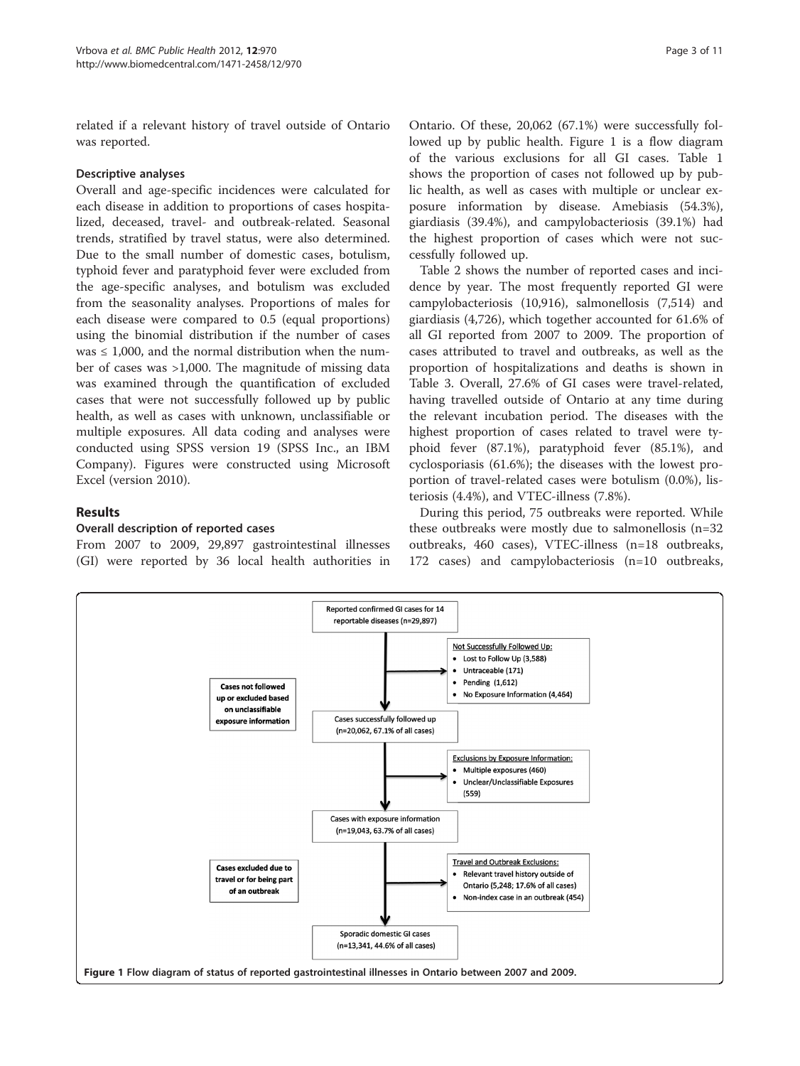related if a relevant history of travel outside of Ontario was reported.

### Descriptive analyses

Overall and age-specific incidences were calculated for each disease in addition to proportions of cases hospitalized, deceased, travel- and outbreak-related. Seasonal trends, stratified by travel status, were also determined. Due to the small number of domestic cases, botulism, typhoid fever and paratyphoid fever were excluded from the age-specific analyses, and botulism was excluded from the seasonality analyses. Proportions of males for each disease were compared to 0.5 (equal proportions) using the binomial distribution if the number of cases was ≤ 1,000, and the normal distribution when the number of cases was >1,000. The magnitude of missing data was examined through the quantification of excluded cases that were not successfully followed up by public health, as well as cases with unknown, unclassifiable or multiple exposures. All data coding and analyses were conducted using SPSS version 19 (SPSS Inc., an IBM Company). Figures were constructed using Microsoft Excel (version 2010).

## Results

### Overall description of reported cases

From 2007 to 2009, 29,897 gastrointestinal illnesses (GI) were reported by 36 local health authorities in Ontario. Of these, 20,062 (67.1%) were successfully followed up by public health. Figure 1 is a flow diagram of the various exclusions for all GI cases. Table 1 shows the proportion of cases not followed up by public health, as well as cases with multiple or unclear exposure information by disease. Amebiasis (54.3%), giardiasis (39.4%), and campylobacteriosis (39.1%) had the highest proportion of cases which were not successfully followed up.

Table 2 shows the number of reported cases and incidence by year. The most frequently reported GI were campylobacteriosis (10,916), salmonellosis (7,514) and giardiasis (4,726), which together accounted for 61.6% of all GI reported from 2007 to 2009. The proportion of cases attributed to travel and outbreaks, as well as the proportion of hospitalizations and deaths is shown in Table 3. Overall, 27.6% of GI cases were travel-related, having travelled outside of Ontario at any time during the relevant incubation period. The diseases with the highest proportion of cases related to travel were typhoid fever (87.1%), paratyphoid fever (85.1%), and cyclosporiasis (61.6%); the diseases with the lowest proportion of travel-related cases were botulism (0.0%), listeriosis (4.4%), and VTEC-illness (7.8%).

During this period, 75 outbreaks were reported. While these outbreaks were mostly due to salmonellosis (n=32 outbreaks, 460 cases), VTEC-illness (n=18 outbreaks, 172 cases) and campylobacteriosis (n=10 outbreaks,

Reported confirmed GI cases for 14 reportable diseases (n=29,897)

Cases not followed up or excluded based on unclassifiable exposure information

Not Successfully Followed Up:
- Lost to Follow Up (3,588)
- Untraceable (171)
- Pending (1,612)
- No Exposure Information (4,464)

Cases successfully followed up (n=20,062, 67.1% of all cases)

Exclusions by Exposure Information:
- Multiple exposures (460)
- Unclear/Unclassifiable Exposures (559)

Cases with exposure information (n=19,043, 63.7% of all cases)

Cases excluded due to travel or for being part of an outbreak

Travel and Outbreak Exclusions:
- Relevant travel history outside of Ontario (5,248; 17.6% of all cases)
- Non-index case in an outbreak (454)

Sporadic domestic GI cases (n=13,341, 44.6% of all cases)

**Figure 1** Flow diagram of status of reported gastrointestinal illnesses in Ontario between 2007 and 2009.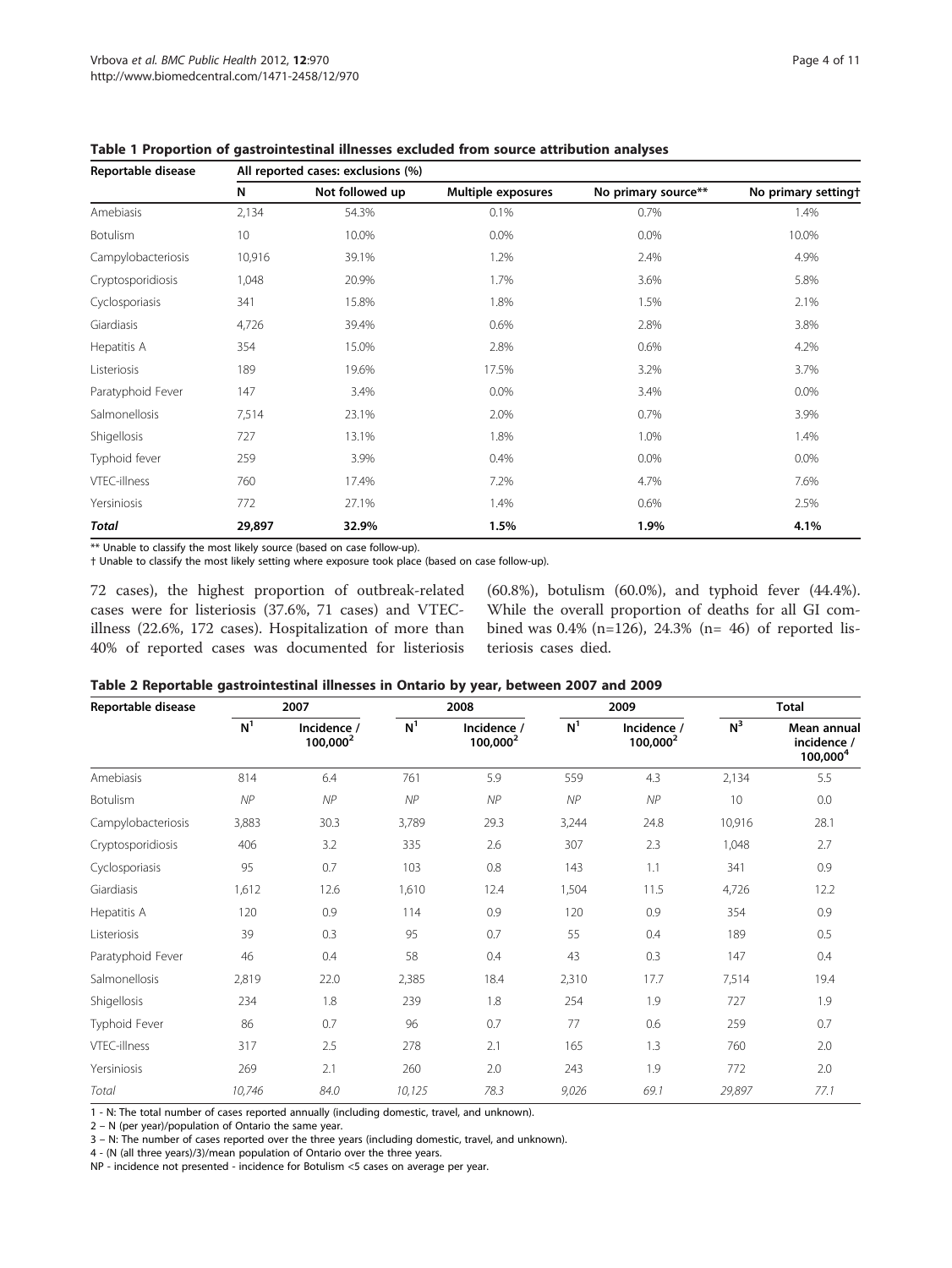**Table 1 Proportion of gastrointestinal illnesses excluded from source attribution analyses**

| Reportable disease | All reported cases: exclusions (%) | | | | |
|---|---|---|---|---|---|
| | N | Not followed up | Multiple exposures | No primary source** | No primary setting† |
| Amebiasis | 2,134 | 54.3% | 0.1% | 0.7% | 1.4% |
| Botulism | 10 | 10.0% | 0.0% | 0.0% | 10.0% |
| Campylobacteriosis | 10,916 | 39.1% | 1.2% | 2.4% | 4.9% |
| Cryptosporidiosis | 1,048 | 20.9% | 1.7% | 3.6% | 5.8% |
| Cyclosporiasis | 341 | 15.8% | 1.8% | 1.5% | 2.1% |
| Giardiasis | 4,726 | 39.4% | 0.6% | 2.8% | 3.8% |
| Hepatitis A | 354 | 15.0% | 2.8% | 0.6% | 4.2% |
| Listeriosis | 189 | 19.6% | 17.5% | 3.2% | 3.7% |
| Paratyphoid Fever | 147 | 3.4% | 0.0% | 3.4% | 0.0% |
| Salmonellosis | 7,514 | 23.1% | 2.0% | 0.7% | 3.9% |
| Shigellosis | 727 | 13.1% | 1.8% | 1.0% | 1.4% |
| Typhoid fever | 259 | 3.9% | 0.4% | 0.0% | 0.0% |
| VTEC-illness | 760 | 17.4% | 7.2% | 4.7% | 7.6% |
| Yersiniosis | 772 | 27.1% | 1.4% | 0.6% | 2.5% |
| ***Total*** | **29,897** | **32.9%** | **1.5%** | **1.9%** | **4.1%** |

** Unable to classify the most likely source (based on case follow-up).

† Unable to classify the most likely setting where exposure took place (based on case follow-up).

72 cases), the highest proportion of outbreak-related cases were for listeriosis (37.6%, 71 cases) and VTEC-illness (22.6%, 172 cases). Hospitalization of more than 40% of reported cases was documented for listeriosis (60.8%), botulism (60.0%), and typhoid fever (44.4%). While the overall proportion of deaths for all GI combined was 0.4% (n=126), 24.3% (n= 46) of reported listeriosis cases died.

**Table 2 Reportable gastrointestinal illnesses in Ontario by year, between 2007 and 2009**

| Reportable disease | 2007 | | 2008 | | 2009 | | Total | |
|---|---|---|---|---|---|---|---|---|
| | N[1] | Incidence / 100,000[2] | N[1] | Incidence / 100,000[2] | N[1] | Incidence / 100,000[2] | N[3] | Mean annual incidence / 100,000[4] |
| Amebiasis | 814 | 6.4 | 761 | 5.9 | 559 | 4.3 | 2,134 | 5.5 |
| Botulism | *NP* | *NP* | *NP* | *NP* | *NP* | *NP* | 10 | 0.0 |
| Campylobacteriosis | 3,883 | 30.3 | 3,789 | 29.3 | 3,244 | 24.8 | 10,916 | 28.1 |
| Cryptosporidiosis | 406 | 3.2 | 335 | 2.6 | 307 | 2.3 | 1,048 | 2.7 |
| Cyclosporiasis | 95 | 0.7 | 103 | 0.8 | 143 | 1.1 | 341 | 0.9 |
| Giardiasis | 1,612 | 12.6 | 1,610 | 12.4 | 1,504 | 11.5 | 4,726 | 12.2 |
| Hepatitis A | 120 | 0.9 | 114 | 0.9 | 120 | 0.9 | 354 | 0.9 |
| Listeriosis | 39 | 0.3 | 95 | 0.7 | 55 | 0.4 | 189 | 0.5 |
| Paratyphoid Fever | 46 | 0.4 | 58 | 0.4 | 43 | 0.3 | 147 | 0.4 |
| Salmonellosis | 2,819 | 22.0 | 2,385 | 18.4 | 2,310 | 17.7 | 7,514 | 19.4 |
| Shigellosis | 234 | 1.8 | 239 | 1.8 | 254 | 1.9 | 727 | 1.9 |
| Typhoid Fever | 86 | 0.7 | 96 | 0.7 | 77 | 0.6 | 259 | 0.7 |
| VTEC-illness | 317 | 2.5 | 278 | 2.1 | 165 | 1.3 | 760 | 2.0 |
| Yersiniosis | 269 | 2.1 | 260 | 2.0 | 243 | 1.9 | 772 | 2.0 |
| *Total* | *10,746* | *84.0* | *10,125* | *78.3* | *9,026* | *69.1* | *29,897* | *77.1* |

1 - N: The total number of cases reported annually (including domestic, travel, and unknown).

2 – N (per year)/population of Ontario the same year.

3 – N: The number of cases reported over the three years (including domestic, travel, and unknown).

4 - (N (all three years)/3)/mean population of Ontario over the three years.

NP - incidence not presented - incidence for Botulism <5 cases on average per year.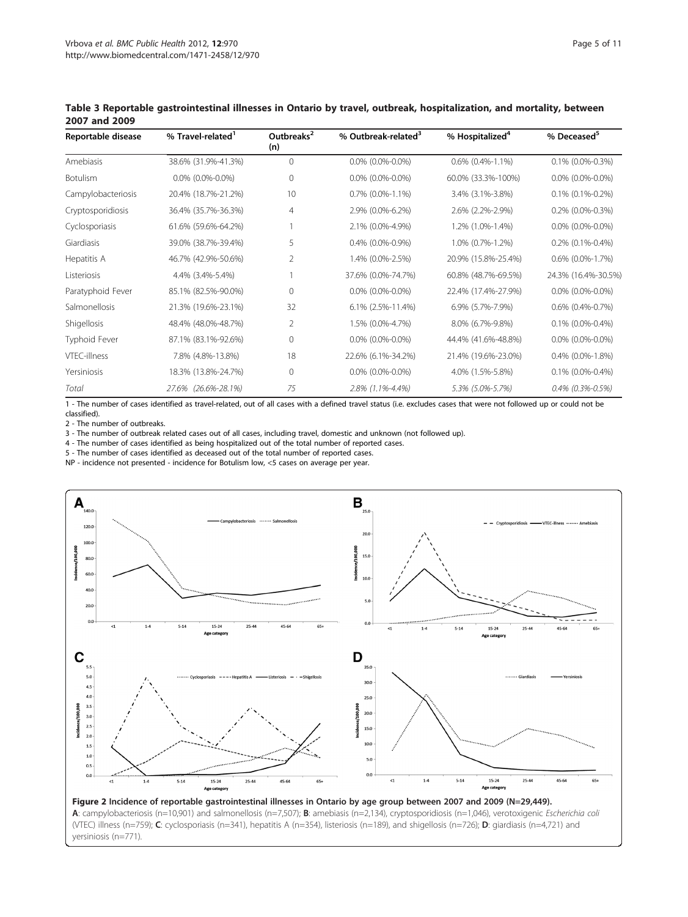**Table 3 Reportable gastrointestinal illnesses in Ontario by travel, outbreak, hospitalization, and mortality, between 2007 and 2009**

| Reportable disease | % Travel-related[1] | Outbreaks[2] (n) | % Outbreak-related[3] | % Hospitalized[4] | % Deceased[5] |
|---|---|---|---|---|---|
| Amebiasis | 38.6% (31.9%-41.3%) | 0 | 0.0% (0.0%-0.0%) | 0.6% (0.4%-1.1%) | 0.1% (0.0%-0.3%) |
| Botulism | 0.0% (0.0%-0.0%) | 0 | 0.0% (0.0%-0.0%) | 60.0% (33.3%-100%) | 0.0% (0.0%-0.0%) |
| Campylobacteriosis | 20.4% (18.7%-21.2%) | 10 | 0.7% (0.0%-1.1%) | 3.4% (3.1%-3.8%) | 0.1% (0.1%-0.2%) |
| Cryptosporidiosis | 36.4% (35.7%-36.3%) | 4 | 2.9% (0.0%-6.2%) | 2.6% (2.2%-2.9%) | 0.2% (0.0%-0.3%) |
| Cyclosporiasis | 61.6% (59.6%-64.2%) | 1 | 2.1% (0.0%-4.9%) | 1.2% (1.0%-1.4%) | 0.0% (0.0%-0.0%) |
| Giardiasis | 39.0% (38.7%-39.4%) | 5 | 0.4% (0.0%-0.9%) | 1.0% (0.7%-1.2%) | 0.2% (0.1%-0.4%) |
| Hepatitis A | 46.7% (42.9%-50.6%) | 2 | 1.4% (0.0%-2.5%) | 20.9% (15.8%-25.4%) | 0.6% (0.0%-1.7%) |
| Listeriosis | 4.4% (3.4%-5.4%) | 1 | 37.6% (0.0%-74.7%) | 60.8% (48.7%-69.5%) | 24.3% (16.4%-30.5%) |
| Paratyphoid Fever | 85.1% (82.5%-90.0%) | 0 | 0.0% (0.0%-0.0%) | 22.4% (17.4%-27.9%) | 0.0% (0.0%-0.0%) |
| Salmonellosis | 21.3% (19.6%-23.1%) | 32 | 6.1% (2.5%-11.4%) | 6.9% (5.7%-7.9%) | 0.6% (0.4%-0.7%) |
| Shigellosis | 48.4% (48.0%-48.7%) | 2 | 1.5% (0.0%-4.7%) | 8.0% (6.7%-9.8%) | 0.1% (0.0%-0.4%) |
| Typhoid Fever | 87.1% (83.1%-92.6%) | 0 | 0.0% (0.0%-0.0%) | 44.4% (41.6%-48.8%) | 0.0% (0.0%-0.0%) |
| VTEC-illness | 7.8% (4.8%-13.8%) | 18 | 22.6% (6.1%-34.2%) | 21.4% (19.6%-23.0%) | 0.4% (0.0%-1.8%) |
| Yersiniosis | 18.3% (13.8%-24.7%) | 0 | 0.0% (0.0%-0.0%) | 4.0% (1.5%-5.8%) | 0.1% (0.0%-0.4%) |
| *Total* | *27.6% (26.6%-28.1%)* | *75* | *2.8% (1.1%-4.4%)* | *5.3% (5.0%-5.7%)* | *0.4% (0.3%-0.5%)* |

1 - The number of cases identified as travel-related, out of all cases with a defined travel status (i.e. excludes cases that were not followed up or could not be classified).
2 - The number of outbreaks.
3 - The number of outbreak related cases out of all cases, including travel, domestic and unknown (not followed up).
4 - The number of cases identified as being hospitalized out of the total number of reported cases.
5 - The number of cases identified as deceased out of the total number of reported cases.
NP - incidence not presented - incidence for Botulism low, <5 cases on average per year.

**Figure 2 Incidence of reportable gastrointestinal illnesses in Ontario by age group between 2007 and 2009 (N=29,449).**
**A**: campylobacteriosis (n=10,901) and salmonellosis (n=7,507); **B**: amebiasis (n=2,134), cryptosporidiosis (n=1,046), verotoxigenic *Escherichia coli* (VTEC) illness (n=759); **C**: cyclosporiasis (n=341), hepatitis A (n=354), listeriosis (n=189), and shigellosis (n=726); **D**: giardiasis (n=4,721) and yersiniosis (n=771).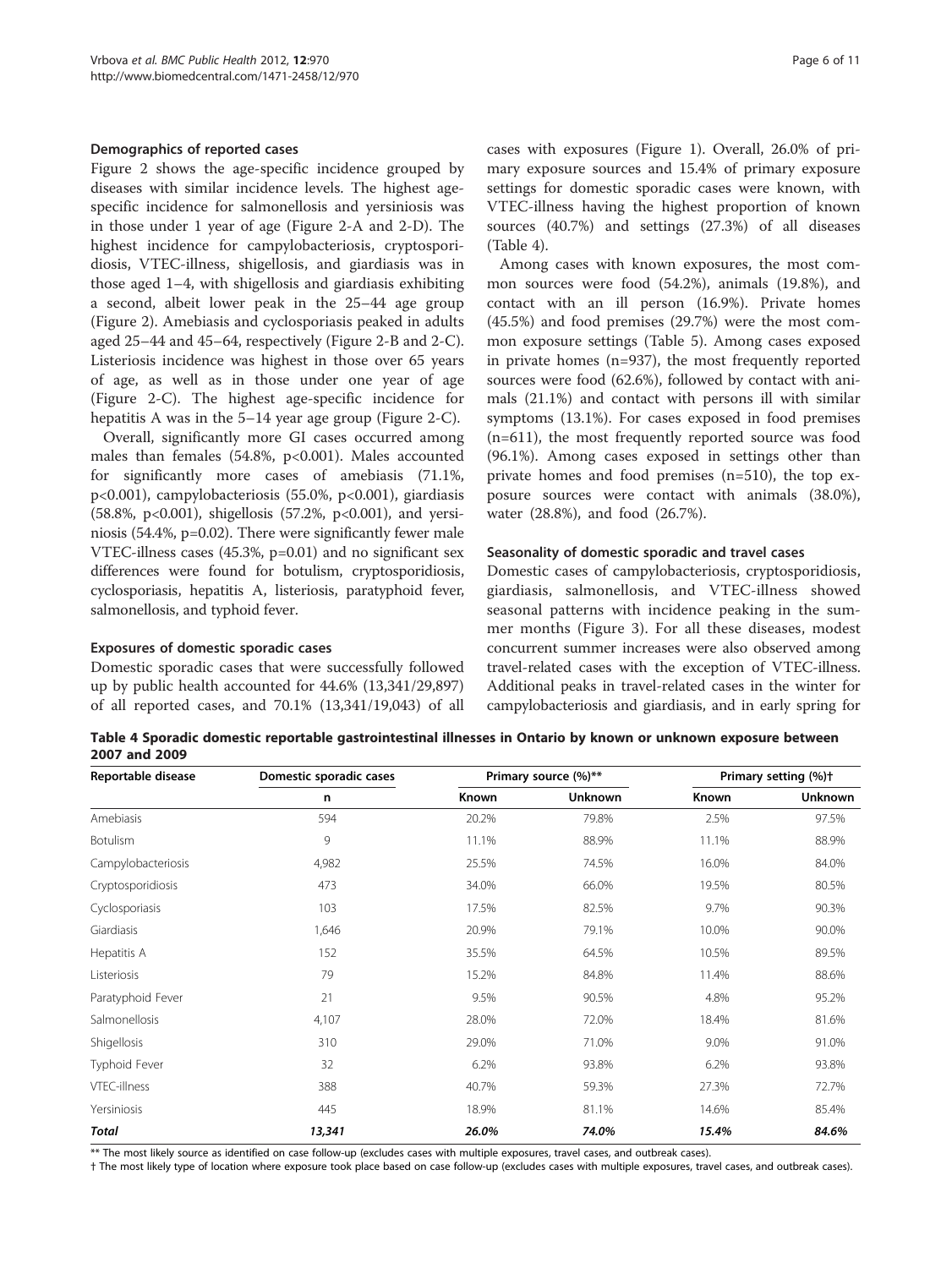### Demographics of reported cases

Figure 2 shows the age-specific incidence grouped by diseases with similar incidence levels. The highest age-specific incidence for salmonellosis and yersiniosis was in those under 1 year of age (Figure 2-A and 2-D). The highest incidence for campylobacteriosis, cryptosporidiosis, VTEC-illness, shigellosis, and giardiasis was in those aged 1–4, with shigellosis and giardiasis exhibiting a second, albeit lower peak in the 25–44 age group (Figure 2). Amebiasis and cyclosporiasis peaked in adults aged 25–44 and 45–64, respectively (Figure 2-B and 2-C). Listeriosis incidence was highest in those over 65 years of age, as well as in those under one year of age (Figure 2-C). The highest age-specific incidence for hepatitis A was in the 5–14 year age group (Figure 2-C).

Overall, significantly more GI cases occurred among males than females (54.8%, $p<0.001$). Males accounted for significantly more cases of amebiasis (71.1%, $p<0.001$), campylobacteriosis (55.0%, $p<0.001$), giardiasis (58.8%, $p<0.001$), shigellosis (57.2%, $p<0.001$), and yersiniosis (54.4%, $p=0.02$). There were significantly fewer male VTEC-illness cases (45.3%, $p=0.01$) and no significant sex differences were found for botulism, cryptosporidiosis, cyclosporiasis, hepatitis A, listeriosis, paratyphoid fever, salmonellosis, and typhoid fever.

### Exposures of domestic sporadic cases

Domestic sporadic cases that were successfully followed up by public health accounted for 44.6% (13,341/29,897) of all reported cases, and 70.1% (13,341/19,043) of all cases with exposures (Figure 1). Overall, 26.0% of primary exposure sources and 15.4% of primary exposure settings for domestic sporadic cases were known, with VTEC-illness having the highest proportion of known sources (40.7%) and settings (27.3%) of all diseases (Table 4).

Among cases with known exposures, the most common sources were food (54.2%), animals (19.8%), and contact with an ill person (16.9%). Private homes (45.5%) and food premises (29.7%) were the most common exposure settings (Table 5). Among cases exposed in private homes (n=937), the most frequently reported sources were food (62.6%), followed by contact with animals (21.1%) and contact with persons ill with similar symptoms (13.1%). For cases exposed in food premises (n=611), the most frequently reported source was food (96.1%). Among cases exposed in settings other than private homes and food premises (n=510), the top exposure sources were contact with animals (38.0%), water (28.8%), and food (26.7%).

### Seasonality of domestic sporadic and travel cases

Domestic cases of campylobacteriosis, cryptosporidiosis, giardiasis, salmonellosis, and VTEC-illness showed seasonal patterns with incidence peaking in the summer months (Figure 3). For all these diseases, modest concurrent summer increases were also observed among travel-related cases with the exception of VTEC-illness. Additional peaks in travel-related cases in the winter for campylobacteriosis and giardiasis, and in early spring for

**Table 4 Sporadic domestic reportable gastrointestinal illnesses in Ontario by known or unknown exposure between 2007 and 2009**

| Reportable disease | Domestic sporadic cases | Primary source (%)** | | Primary setting (%)† | |
|---|---|---|---|---|---|
| | n | Known | Unknown | Known | Unknown |
| Amebiasis | 594 | 20.2% | 79.8% | 2.5% | 97.5% |
| Botulism | 9 | 11.1% | 88.9% | 11.1% | 88.9% |
| Campylobacteriosis | 4,982 | 25.5% | 74.5% | 16.0% | 84.0% |
| Cryptosporidiosis | 473 | 34.0% | 66.0% | 19.5% | 80.5% |
| Cyclosporiasis | 103 | 17.5% | 82.5% | 9.7% | 90.3% |
| Giardiasis | 1,646 | 20.9% | 79.1% | 10.0% | 90.0% |
| Hepatitis A | 152 | 35.5% | 64.5% | 10.5% | 89.5% |
| Listeriosis | 79 | 15.2% | 84.8% | 11.4% | 88.6% |
| Paratyphoid Fever | 21 | 9.5% | 90.5% | 4.8% | 95.2% |
| Salmonellosis | 4,107 | 28.0% | 72.0% | 18.4% | 81.6% |
| Shigellosis | 310 | 29.0% | 71.0% | 9.0% | 91.0% |
| Typhoid Fever | 32 | 6.2% | 93.8% | 6.2% | 93.8% |
| VTEC-illness | 388 | 40.7% | 59.3% | 27.3% | 72.7% |
| Yersiniosis | 445 | 18.9% | 81.1% | 14.6% | 85.4% |
| ***Total*** | ***13,341*** | ***26.0%*** | ***74.0%*** | ***15.4%*** | ***84.6%*** |

** The most likely source as identified on case follow-up (excludes cases with multiple exposures, travel cases, and outbreak cases).

† The most likely type of location where exposure took place based on case follow-up (excludes cases with multiple exposures, travel cases, and outbreak cases).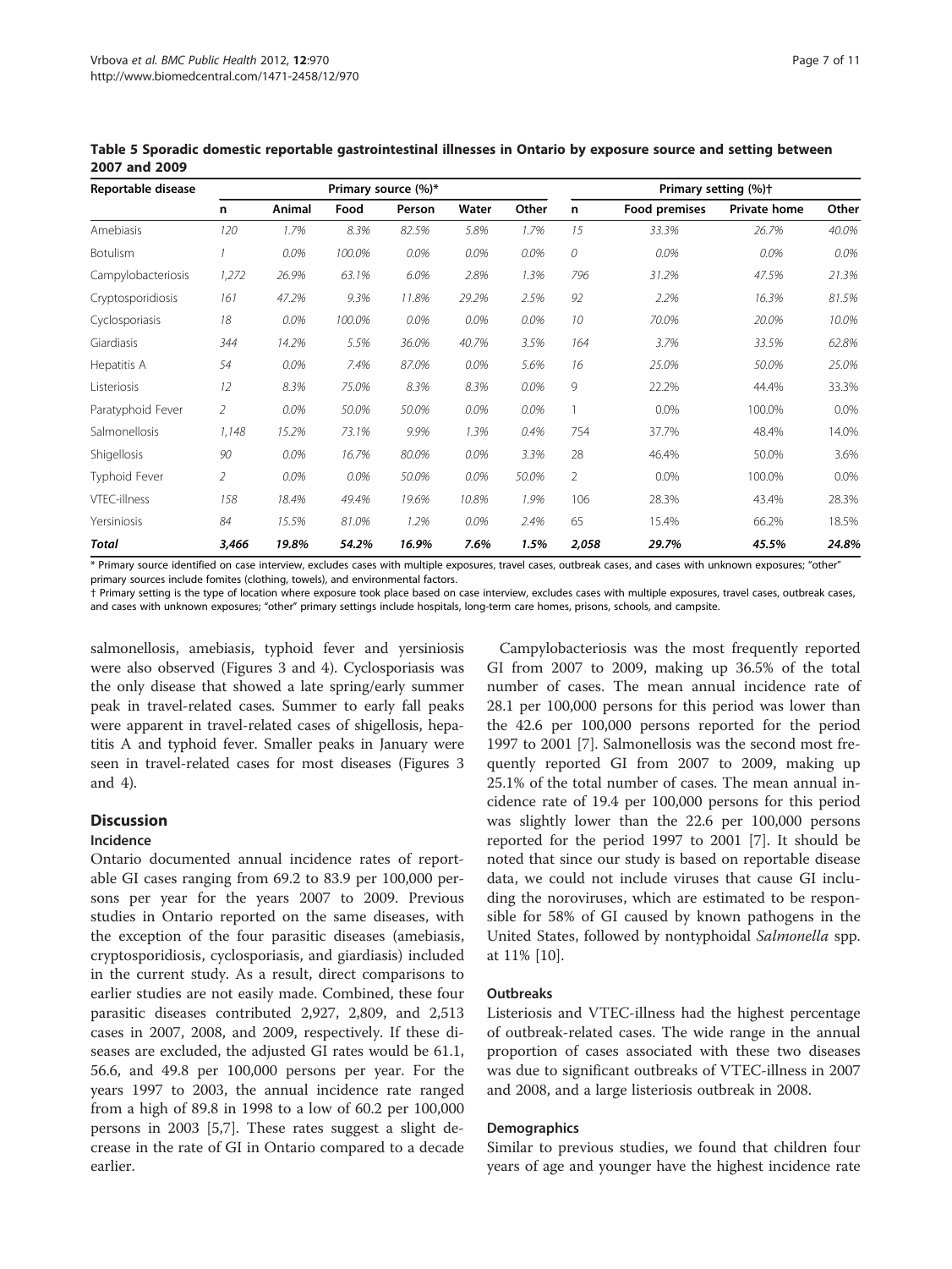**Table 5 Sporadic domestic reportable gastrointestinal illnesses in Ontario by exposure source and setting between 2007 and 2009**

| Reportable disease | Primary source (%)* | | | | | | Primary setting (%)† | | | |
|---|---|---|---|---|---|---|---|---|---|---|
| | n | Animal | Food | Person | Water | Other | n | Food premises | Private home | Other |
| Amebiasis | 120 | 1.7% | 8.3% | 82.5% | 5.8% | 1.7% | 15 | 33.3% | 26.7% | 40.0% |
| Botulism | 1 | 0.0% | 100.0% | 0.0% | 0.0% | 0.0% | 0 | 0.0% | 0.0% | 0.0% |
| Campylobacteriosis | 1,272 | 26.9% | 63.1% | 6.0% | 2.8% | 1.3% | 796 | 31.2% | 47.5% | 21.3% |
| Cryptosporidiosis | 161 | 47.2% | 9.3% | 11.8% | 29.2% | 2.5% | 92 | 2.2% | 16.3% | 81.5% |
| Cyclosporiasis | 18 | 0.0% | 100.0% | 0.0% | 0.0% | 0.0% | 10 | 70.0% | 20.0% | 10.0% |
| Giardiasis | 344 | 14.2% | 5.5% | 36.0% | 40.7% | 3.5% | 164 | 3.7% | 33.5% | 62.8% |
| Hepatitis A | 54 | 0.0% | 7.4% | 87.0% | 0.0% | 5.6% | 16 | 25.0% | 50.0% | 25.0% |
| Listeriosis | 12 | 8.3% | 75.0% | 8.3% | 8.3% | 0.0% | 9 | 22.2% | 44.4% | 33.3% |
| Paratyphoid Fever | 2 | 0.0% | 50.0% | 50.0% | 0.0% | 0.0% | 1 | 0.0% | 100.0% | 0.0% |
| Salmonellosis | 1,148 | 15.2% | 73.1% | 9.9% | 1.3% | 0.4% | 754 | 37.7% | 48.4% | 14.0% |
| Shigellosis | 90 | 0.0% | 16.7% | 80.0% | 0.0% | 3.3% | 28 | 46.4% | 50.0% | 3.6% |
| Typhoid Fever | 2 | 0.0% | 0.0% | 50.0% | 0.0% | 50.0% | 2 | 0.0% | 100.0% | 0.0% |
| VTEC-illness | 158 | 18.4% | 49.4% | 19.6% | 10.8% | 1.9% | 106 | 28.3% | 43.4% | 28.3% |
| Yersiniosis | 84 | 15.5% | 81.0% | 1.2% | 0.0% | 2.4% | 65 | 15.4% | 66.2% | 18.5% |
| ***Total*** | ***3,466*** | ***19.8%*** | ***54.2%*** | ***16.9%*** | ***7.6%*** | ***1.5%*** | ***2,058*** | ***29.7%*** | ***45.5%*** | ***24.8%*** |

\* Primary source identified on case interview, excludes cases with multiple exposures, travel cases, outbreak cases, and cases with unknown exposures; "other" primary sources include fomites (clothing, towels), and environmental factors.

† Primary setting is the type of location where exposure took place based on case interview, excludes cases with multiple exposures, travel cases, outbreak cases, and cases with unknown exposures; "other" primary settings include hospitals, long-term care homes, prisons, schools, and campsite.

salmonellosis, amebiasis, typhoid fever and yersiniosis were also observed (Figures 3 and 4). Cyclosporiasis was the only disease that showed a late spring/early summer peak in travel-related cases. Summer to early fall peaks were apparent in travel-related cases of shigellosis, hepatitis A and typhoid fever. Smaller peaks in January were seen in travel-related cases for most diseases (Figures 3 and 4).

## Discussion

### Incidence

Ontario documented annual incidence rates of reportable GI cases ranging from 69.2 to 83.9 per 100,000 persons per year for the years 2007 to 2009. Previous studies in Ontario reported on the same diseases, with the exception of the four parasitic diseases (amebiasis, cryptosporidiosis, cyclosporiasis, and giardiasis) included in the current study. As a result, direct comparisons to earlier studies are not easily made. Combined, these four parasitic diseases contributed 2,927, 2,809, and 2,513 cases in 2007, 2008, and 2009, respectively. If these diseases are excluded, the adjusted GI rates would be 61.1, 56.6, and 49.8 per 100,000 persons per year. For the years 1997 to 2003, the annual incidence rate ranged from a high of 89.8 in 1998 to a low of 60.2 per 100,000 persons in 2003 [5,7]. These rates suggest a slight decrease in the rate of GI in Ontario compared to a decade earlier.

Campylobacteriosis was the most frequently reported GI from 2007 to 2009, making up 36.5% of the total number of cases. The mean annual incidence rate of 28.1 per 100,000 persons for this period was lower than the 42.6 per 100,000 persons reported for the period 1997 to 2001 [7]. Salmonellosis was the second most frequently reported GI from 2007 to 2009, making up 25.1% of the total number of cases. The mean annual incidence rate of 19.4 per 100,000 persons for this period was slightly lower than the 22.6 per 100,000 persons reported for the period 1997 to 2001 [7]. It should be noted that since our study is based on reportable disease data, we could not include viruses that cause GI including the noroviruses, which are estimated to be responsible for 58% of GI caused by known pathogens in the United States, followed by nontyphoidal *Salmonella* spp. at 11% [10].

### Outbreaks

Listeriosis and VTEC-illness had the highest percentage of outbreak-related cases. The wide range in the annual proportion of cases associated with these two diseases was due to significant outbreaks of VTEC-illness in 2007 and 2008, and a large listeriosis outbreak in 2008.

### Demographics

Similar to previous studies, we found that children four years of age and younger have the highest incidence rate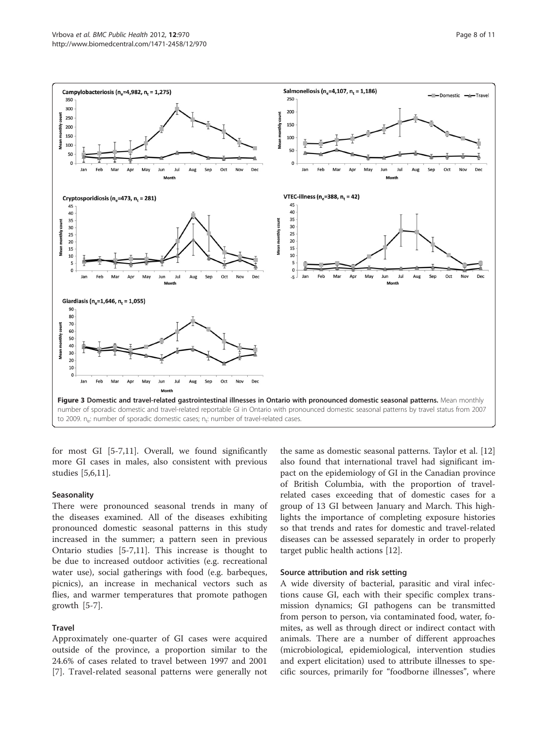Figure 3 Domestic and travel-related gastrointestinal illnesses in Ontario with pronounced domestic seasonal patterns. Mean monthly number of sporadic domestic and travel-related reportable GI in Ontario with pronounced domestic seasonal patterns by travel status from 2007 to 2009. $n_e$: number of sporadic domestic cases; $n_t$: number of travel-related cases.

for most GI [5-7,11]. Overall, we found significantly more GI cases in males, also consistent with previous studies [5,6,11].

### Seasonality

There were pronounced seasonal trends in many of the diseases examined. All of the diseases exhibiting pronounced domestic seasonal patterns in this study increased in the summer; a pattern seen in previous Ontario studies [5-7,11]. This increase is thought to be due to increased outdoor activities (e.g. recreational water use), social gatherings with food (e.g. barbeques, picnics), an increase in mechanical vectors such as flies, and warmer temperatures that promote pathogen growth [5-7].

### Travel

Approximately one-quarter of GI cases were acquired outside of the province, a proportion similar to the 24.6% of cases related to travel between 1997 and 2001 [7]. Travel-related seasonal patterns were generally not the same as domestic seasonal patterns. Taylor et al. [12] also found that international travel had significant impact on the epidemiology of GI in the Canadian province of British Columbia, with the proportion of travel-related cases exceeding that of domestic cases for a group of 13 GI between January and March. This highlights the importance of completing exposure histories so that trends and rates for domestic and travel-related diseases can be assessed separately in order to properly target public health actions [12].

### Source attribution and risk setting

A wide diversity of bacterial, parasitic and viral infections cause GI, each with their specific complex transmission dynamics; GI pathogens can be transmitted from person to person, via contaminated food, water, fomites, as well as through direct or indirect contact with animals. There are a number of different approaches (microbiological, epidemiological, intervention studies and expert elicitation) used to attribute illnesses to specific sources, primarily for "foodborne illnesses", where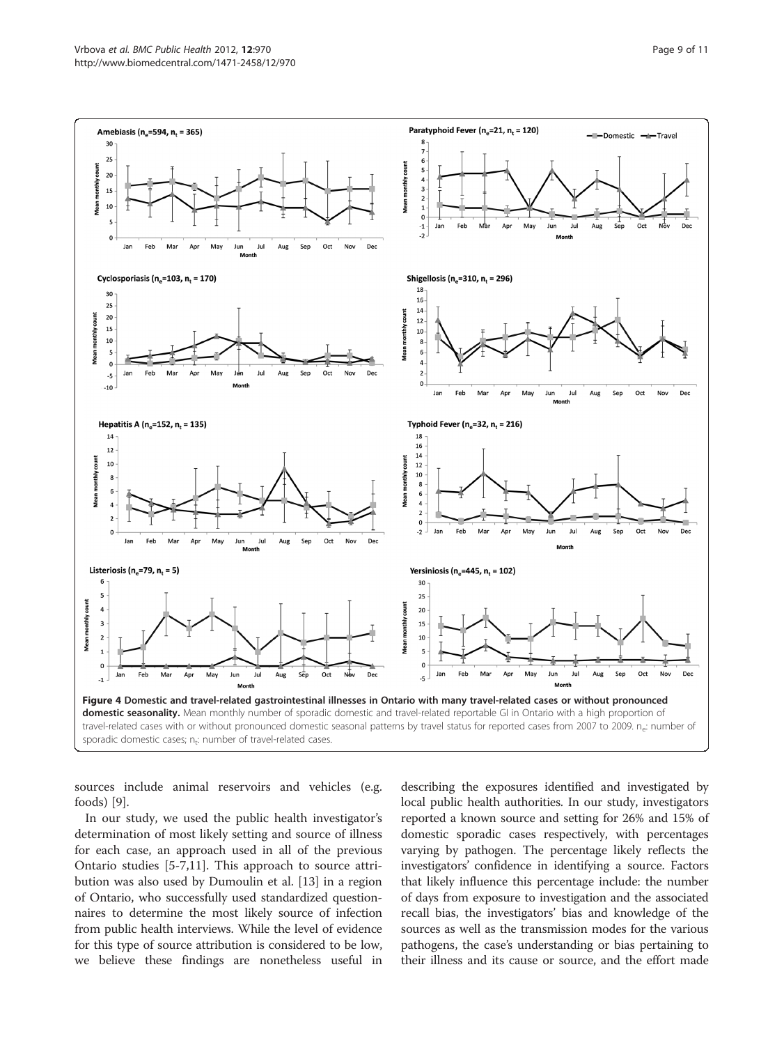**Figure 4 Domestic and travel-related gastrointestinal illnesses in Ontario with many travel-related cases or without pronounced domestic seasonality.** Mean monthly number of sporadic domestic and travel-related reportable GI in Ontario with a high proportion of travel-related cases with or without pronounced domestic seasonal patterns by travel status for reported cases from 2007 to 2009. $n_e$: number of sporadic domestic cases; $n_t$: number of travel-related cases.

sources include animal reservoirs and vehicles (e.g. foods) [9].

In our study, we used the public health investigator's determination of most likely setting and source of illness for each case, an approach used in all of the previous Ontario studies [5-7,11]. This approach to source attribution was also used by Dumoulin et al. [13] in a region of Ontario, who successfully used standardized questionnaires to determine the most likely source of infection from public health interviews. While the level of evidence for this type of source attribution is considered to be low, we believe these findings are nonetheless useful in describing the exposures identified and investigated by local public health authorities. In our study, investigators reported a known source and setting for 26% and 15% of domestic sporadic cases respectively, with percentages varying by pathogen. The percentage likely reflects the investigators' confidence in identifying a source. Factors that likely influence this percentage include: the number of days from exposure to investigation and the associated recall bias, the investigators' bias and knowledge of the sources as well as the transmission modes for the various pathogens, the case's understanding or bias pertaining to their illness and its cause or source, and the effort made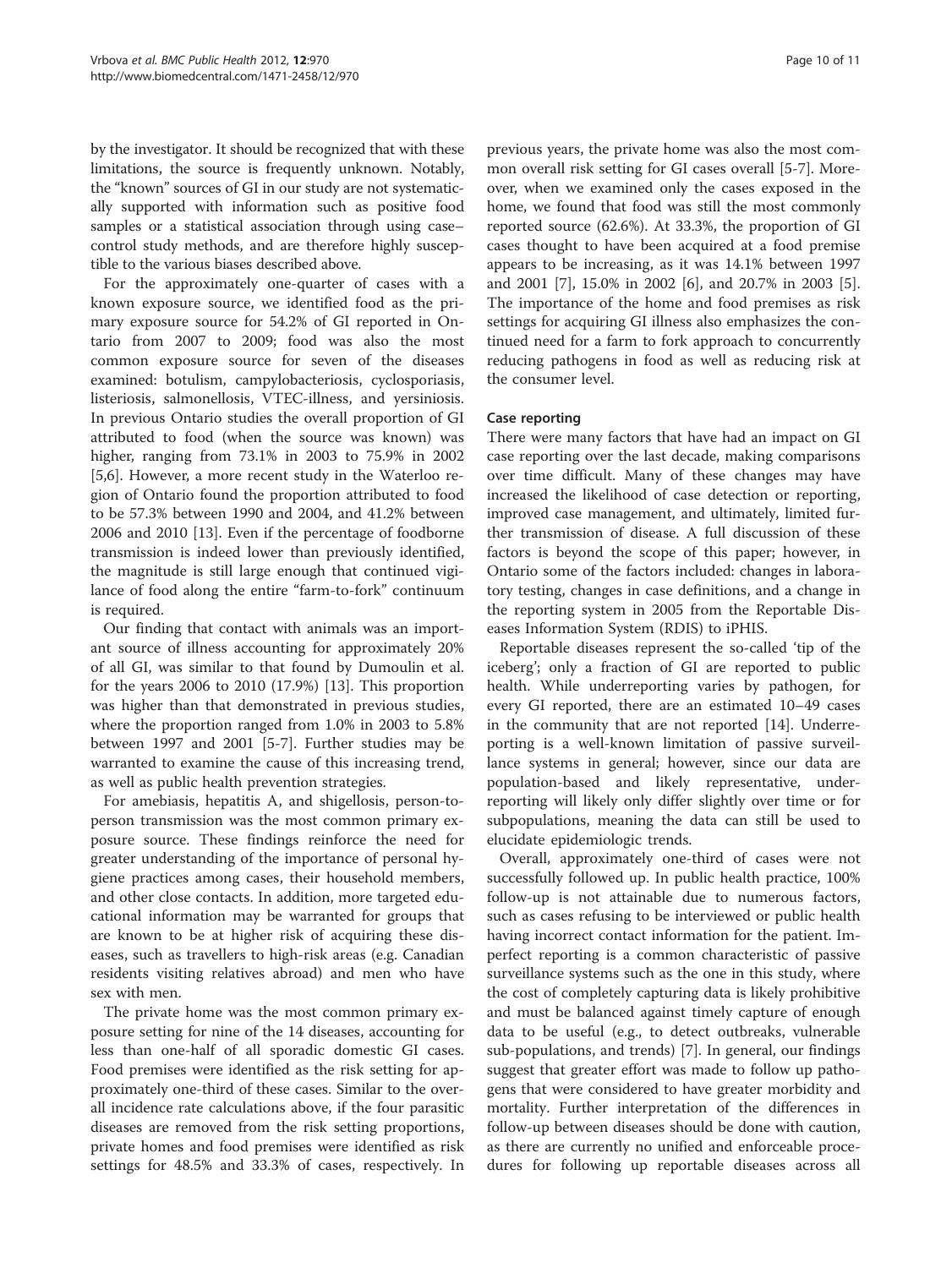by the investigator. It should be recognized that with these limitations, the source is frequently unknown. Notably, the "known" sources of GI in our study are not systematically supported with information such as positive food samples or a statistical association through using case–control study methods, and are therefore highly susceptible to the various biases described above.

For the approximately one-quarter of cases with a known exposure source, we identified food as the primary exposure source for 54.2% of GI reported in Ontario from 2007 to 2009; food was also the most common exposure source for seven of the diseases examined: botulism, campylobacteriosis, cyclosporiasis, listeriosis, salmonellosis, VTEC-illness, and yersiniosis. In previous Ontario studies the overall proportion of GI attributed to food (when the source was known) was higher, ranging from 73.1% in 2003 to 75.9% in 2002 [5,6]. However, a more recent study in the Waterloo region of Ontario found the proportion attributed to food to be 57.3% between 1990 and 2004, and 41.2% between 2006 and 2010 [13]. Even if the percentage of foodborne transmission is indeed lower than previously identified, the magnitude is still large enough that continued vigilance of food along the entire "farm-to-fork" continuum is required.

Our finding that contact with animals was an important source of illness accounting for approximately 20% of all GI, was similar to that found by Dumoulin et al. for the years 2006 to 2010 (17.9%) [13]. This proportion was higher than that demonstrated in previous studies, where the proportion ranged from 1.0% in 2003 to 5.8% between 1997 and 2001 [5-7]. Further studies may be warranted to examine the cause of this increasing trend, as well as public health prevention strategies.

For amebiasis, hepatitis A, and shigellosis, person-to-person transmission was the most common primary exposure source. These findings reinforce the need for greater understanding of the importance of personal hygiene practices among cases, their household members, and other close contacts. In addition, more targeted educational information may be warranted for groups that are known to be at higher risk of acquiring these diseases, such as travellers to high-risk areas (e.g. Canadian residents visiting relatives abroad) and men who have sex with men.

The private home was the most common primary exposure setting for nine of the 14 diseases, accounting for less than one-half of all sporadic domestic GI cases. Food premises were identified as the risk setting for approximately one-third of these cases. Similar to the overall incidence rate calculations above, if the four parasitic diseases are removed from the risk setting proportions, private homes and food premises were identified as risk settings for 48.5% and 33.3% of cases, respectively. In previous years, the private home was also the most common overall risk setting for GI cases overall [5-7]. Moreover, when we examined only the cases exposed in the home, we found that food was still the most commonly reported source (62.6%). At 33.3%, the proportion of GI cases thought to have been acquired at a food premise appears to be increasing, as it was 14.1% between 1997 and 2001 [7], 15.0% in 2002 [6], and 20.7% in 2003 [5]. The importance of the home and food premises as risk settings for acquiring GI illness also emphasizes the continued need for a farm to fork approach to concurrently reducing pathogens in food as well as reducing risk at the consumer level.

### Case reporting

There were many factors that have had an impact on GI case reporting over the last decade, making comparisons over time difficult. Many of these changes may have increased the likelihood of case detection or reporting, improved case management, and ultimately, limited further transmission of disease. A full discussion of these factors is beyond the scope of this paper; however, in Ontario some of the factors included: changes in laboratory testing, changes in case definitions, and a change in the reporting system in 2005 from the Reportable Diseases Information System (RDIS) to iPHIS.

Reportable diseases represent the so-called 'tip of the iceberg'; only a fraction of GI are reported to public health. While underreporting varies by pathogen, for every GI reported, there are an estimated 10–49 cases in the community that are not reported [14]. Underreporting is a well-known limitation of passive surveillance systems in general; however, since our data are population-based and likely representative, underreporting will likely only differ slightly over time or for subpopulations, meaning the data can still be used to elucidate epidemiologic trends.

Overall, approximately one-third of cases were not successfully followed up. In public health practice, 100% follow-up is not attainable due to numerous factors, such as cases refusing to be interviewed or public health having incorrect contact information for the patient. Imperfect reporting is a common characteristic of passive surveillance systems such as the one in this study, where the cost of completely capturing data is likely prohibitive and must be balanced against timely capture of enough data to be useful (e.g., to detect outbreaks, vulnerable sub-populations, and trends) [7]. In general, our findings suggest that greater effort was made to follow up pathogens that were considered to have greater morbidity and mortality. Further interpretation of the differences in follow-up between diseases should be done with caution, as there are currently no unified and enforceable procedures for following up reportable diseases across all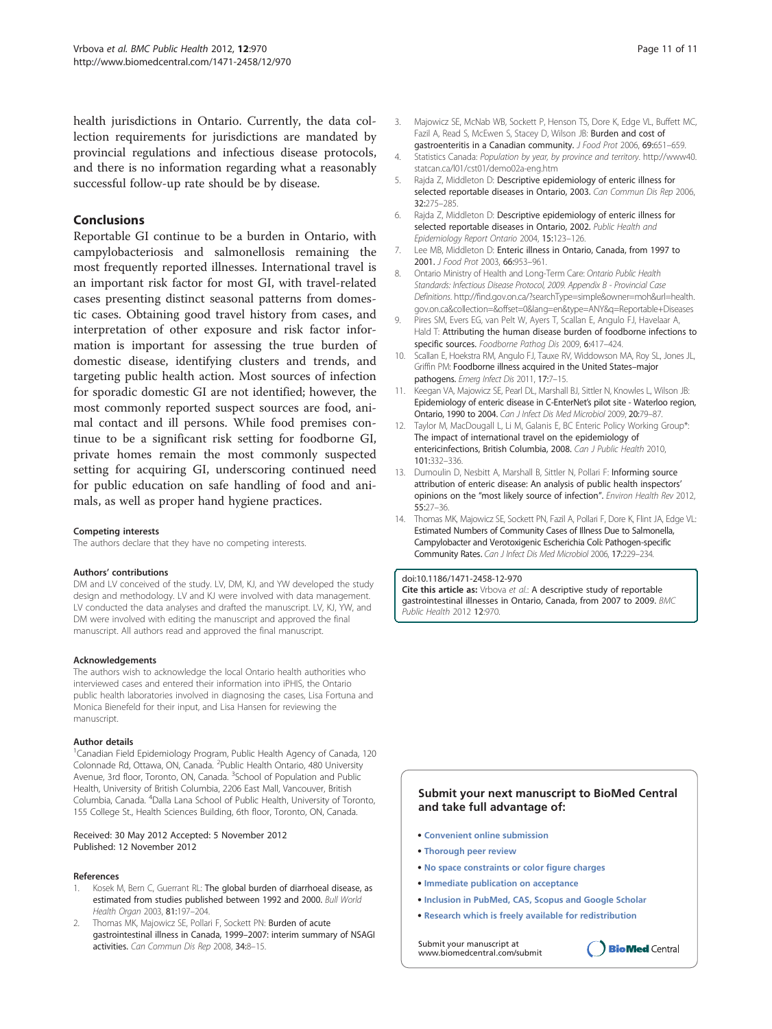health jurisdictions in Ontario. Currently, the data collection requirements for jurisdictions are mandated by provincial regulations and infectious disease protocols, and there is no information regarding what a reasonably successful follow-up rate should be by disease.

## Conclusions

Reportable GI continue to be a burden in Ontario, with campylobacteriosis and salmonellosis remaining the most frequently reported illnesses. International travel is an important risk factor for most GI, with travel-related cases presenting distinct seasonal patterns from domestic cases. Obtaining good travel history from cases, and interpretation of other exposure and risk factor information is important for assessing the true burden of domestic disease, identifying clusters and trends, and targeting public health action. Most sources of infection for sporadic domestic GI are not identified; however, the most commonly reported suspect sources are food, animal contact and ill persons. While food premises continue to be a significant risk setting for foodborne GI, private homes remain the most commonly suspected setting for acquiring GI, underscoring continued need for public education on safe handling of food and animals, as well as proper hand hygiene practices.

#### Competing interests

The authors declare that they have no competing interests.

#### Authors' contributions

DM and LV conceived of the study. LV, DM, KJ, and YW developed the study design and methodology. LV and KJ were involved with data management. LV conducted the data analyses and drafted the manuscript. LV, KJ, YW, and DM were involved with editing the manuscript and approved the final manuscript. All authors read and approved the final manuscript.

#### Acknowledgements

The authors wish to acknowledge the local Ontario health authorities who interviewed cases and entered their information into iPHIS, the Ontario public health laboratories involved in diagnosing the cases, Lisa Fortuna and Monica Bienefeld for their input, and Lisa Hansen for reviewing the manuscript.

#### Author details

[1]Canadian Field Epidemiology Program, Public Health Agency of Canada, 120 Colonnade Rd, Ottawa, ON, Canada. [2]Public Health Ontario, 480 University Avenue, 3rd floor, Toronto, ON, Canada. [3]School of Population and Public Health, University of British Columbia, 2206 East Mall, Vancouver, British Columbia, Canada. [4]Dalla Lana School of Public Health, University of Toronto, 155 College St., Health Sciences Building, 6th floor, Toronto, ON, Canada.

Received: 30 May 2012 Accepted: 5 November 2012
Published: 12 November 2012

#### References

1. Kosek M, Bern C, Guerrant RL: **The global burden of diarrhoeal disease, as estimated from studies published between 1992 and 2000.** *Bull World Health Organ* 2003, **81:**197–204.
2. Thomas MK, Majowicz SE, Pollari F, Sockett PN: **Burden of acute gastrointestinal illness in Canada, 1999–2007: interim summary of NSAGI activities.** *Can Commun Dis Rep* 2008, **34:**8–15.
3. Majowicz SE, McNab WB, Sockett P, Henson TS, Dore K, Edge VL, Buffett MC, Fazil A, Read S, McEwen S, Stacey D, Wilson JB: **Burden and cost of gastroenteritis in a Canadian community.** *J Food Prot* 2006, **69:**651–659.
4. Statistics Canada: *Population by year, by province and territory.* http://www40.statcan.ca/l01/cst01/demo02a-eng.htm
5. Rajda Z, Middleton D: **Descriptive epidemiology of enteric illness for selected reportable diseases in Ontario, 2003.** *Can Commun Dis Rep* 2006, **32:**275–285.
6. Rajda Z, Middleton D: **Descriptive epidemiology of enteric illness for selected reportable diseases in Ontario, 2002.** *Public Health and Epidemiology Report Ontario* 2004, **15:**123–126.
7. Lee MB, Middleton D: **Enteric illness in Ontario, Canada, from 1997 to 2001.** *J Food Prot* 2003, **66:**953–961.
8. Ontario Ministry of Health and Long-Term Care: *Ontario Public Health Standards: Infectious Disease Protocol, 2009. Appendix B - Provincial Case Definitions.* http://find.gov.on.ca/?searchType=simple&owner=moh&url=health.gov.on.ca&collection=&offset=0&lang=en&type=ANY&q=Reportable+Diseases
9. Pires SM, Evers EG, van Pelt W, Ayers T, Scallan E, Angulo FJ, Havelaar A, Hald T: **Attributing the human disease burden of foodborne infections to specific sources.** *Foodborne Pathog Dis* 2009, **6:**417–424.
10. Scallan E, Hoekstra RM, Angulo FJ, Tauxe RV, Widdowson MA, Roy SL, Jones JL, Griffin PM: **Foodborne illness acquired in the United States–major pathogens.** *Emerg Infect Dis* 2011, **17:**7–15.
11. Keegan VA, Majowicz SE, Pearl DL, Marshall BJ, Sittler N, Knowles L, Wilson JB: **Epidemiology of enteric disease in C-EnterNet's pilot site - Waterloo region, Ontario, 1990 to 2004.** *Can J Infect Dis Med Microbiol* 2009, **20:**79–87.
12. Taylor M, MacDougall L, Li M, Galanis E, BC Enteric Policy Working Group*: **The impact of international travel on the epidemiology of entericinfections, British Columbia, 2008.** *Can J Public Health* 2010, **101:**332–336.
13. Dumoulin D, Nesbitt A, Marshall B, Sittler N, Pollari F: **Informing source attribution of enteric disease: An analysis of public health inspectors' opinions on the "most likely source of infection".** *Environ Health Rev* 2012, **55:**27–36.
14. Thomas MK, Majowicz SE, Sockett PN, Fazil A, Pollari F, Dore K, Flint JA, Edge VL: **Estimated Numbers of Community Cases of Illness Due to Salmonella, Campylobacter and Verotoxigenic Escherichia Coli: Pathogen-specific Community Rates.** *Can J Infect Dis Med Microbiol* 2006, **17:**229–234.

doi:10.1186/1471-2458-12-970
**Cite this article as:** Vrbova *et al.*: A descriptive study of reportable gastrointestinal illnesses in Ontario, Canada, from 2007 to 2009. *BMC Public Health* 2012 **12**:970.

**Submit your next manuscript to BioMed Central and take full advantage of:**

- Convenient online submission
- Thorough peer review
- No space constraints or color figure charges
- Immediate publication on acceptance
- Inclusion in PubMed, CAS, Scopus and Google Scholar
- Research which is freely available for redistribution

Submit your manuscript at www.biomedcentral.com/submit

BioMed Central